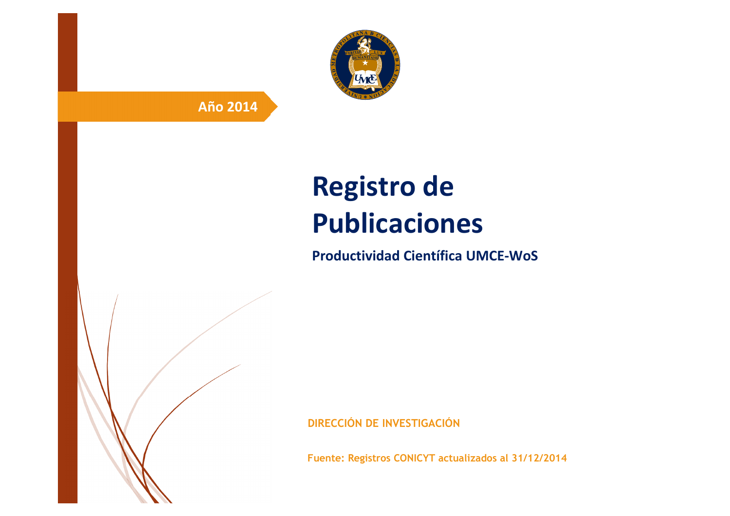**Año 2014**

# Registro de Publicaciones

## Productividad Científica UMCE-WoS

**DIRECCIÓN DE INVESTIGACIÓN**

**Fuente: Registros CONICYT actualizados al 31/12/2014**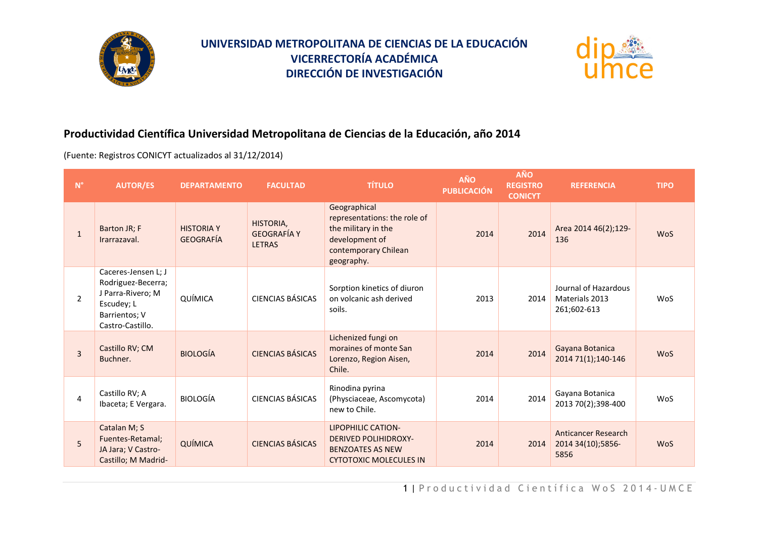# UNIVERSIDAD METROPOLITANA DE CIENCIAS DE LA EDUCACIÓN
## VICERRECTORÍA ACADÉMICA
## DIRECCIÓN DE INVESTIGACIÓN

## Productividad Científica Universidad Metropolitana de Ciencias de la Educación, año 2014

(Fuente: Registros CONICYT actualizados al 31/12/2014)

| N° | AUTOR/ES | DEPARTAMENTO | FACULTAD | TÍTULO | AÑO PUBLICACIÓN | AÑO REGISTRO CONICYT | REFERENCIA | TIPO |
|---|---|---|---|---|---|---|---|---|
| 1 | Barton JR; F Irarrazaval. | HISTORIA Y GEOGRAFÍA | HISTORIA, GEOGRAFÍA Y LETRAS | Geographical representations: the role of the military in the development of contemporary Chilean geography. | 2014 | 2014 | Area 2014 46(2);129-136 | WoS |
| 2 | Caceres-Jensen L; J Rodriguez-Becerra; J Parra-Rivero; M Escudey; L Barrientos; V Castro-Castillo. | QUÍMICA | CIENCIAS BÁSICAS | Sorption kinetics of diuron on volcanic ash derived soils. | 2013 | 2014 | Journal of Hazardous Materials 2013 261;602-613 | WoS |
| 3 | Castillo RV; CM Buchner. | BIOLOGÍA | CIENCIAS BÁSICAS | Lichenized fungi on moraines of monte San Lorenzo, Region Aisen, Chile. | 2014 | 2014 | Gayana Botanica 2014 71(1);140-146 | WoS |
| 4 | Castillo RV; A Ibaceta; E Vergara. | BIOLOGÍA | CIENCIAS BÁSICAS | Rinodina pyrina (Physciaceae, Ascomycota) new to Chile. | 2014 | 2014 | Gayana Botanica 2013 70(2);398-400 | WoS |
| 5 | Catalan M; S Fuentes-Retamal; JA Jara; V Castro-Castillo; M Madrid- | QUÍMICA | CIENCIAS BÁSICAS | LIPOPHILIC CATION-DERIVED POLIHIDROXY-BENZOATES AS NEW CYTOTOXIC MOLECULES IN | 2014 | 2014 | Anticancer Research 2014 34(10);5856-5856 | WoS |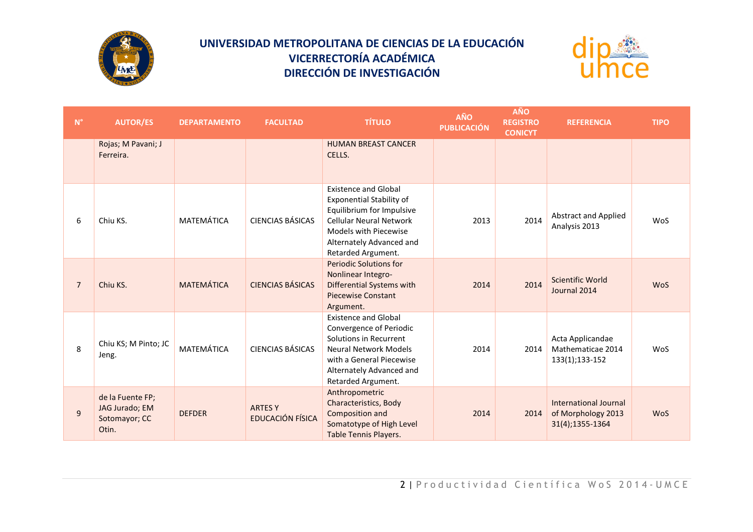# UNIVERSIDAD METROPOLITANA DE CIENCIAS DE LA EDUCACIÓN
## VICERRECTORÍA ACADÉMICA
## DIRECCIÓN DE INVESTIGACIÓN

| N° | AUTOR/ES | DEPARTAMENTO | FACULTAD | TÍTULO | AÑO PUBLICACIÓN | AÑO REGISTRO CONICYT | REFERENCIA | TIPO |
|---|---|---|---|---|---|---|---|---|
| | Rojas; M Pavani; J Ferreira. | | | HUMAN BREAST CANCER CELLS. | | | | |
| 6 | Chiu KS. | MATEMÁTICA | CIENCIAS BÁSICAS | Existence and Global Exponential Stability of Equilibrium for Impulsive Cellular Neural Network Models with Piecewise Alternately Advanced and Retarded Argument. | 2013 | 2014 | Abstract and Applied Analysis 2013 | WoS |
| 7 | Chiu KS. | MATEMÁTICA | CIENCIAS BÁSICAS | Periodic Solutions for Nonlinear Integro-Differential Systems with Piecewise Constant Argument. | 2014 | 2014 | Scientific World Journal 2014 | WoS |
| 8 | Chiu KS; M Pinto; JC Jeng. | MATEMÁTICA | CIENCIAS BÁSICAS | Existence and Global Convergence of Periodic Solutions in Recurrent Neural Network Models with a General Piecewise Alternately Advanced and Retarded Argument. | 2014 | 2014 | Acta Applicandae Mathematicae 2014 133(1);133-152 | WoS |
| 9 | de la Fuente FP; JAG Jurado; EM Sotomayor; CC Otin. | DEFDER | ARTES Y EDUCACIÓN FÍSICA | Anthropometric Characteristics, Body Composition and Somatotype of High Level Table Tennis Players. | 2014 | 2014 | International Journal of Morphology 2013 31(4);1355-1364 | WoS |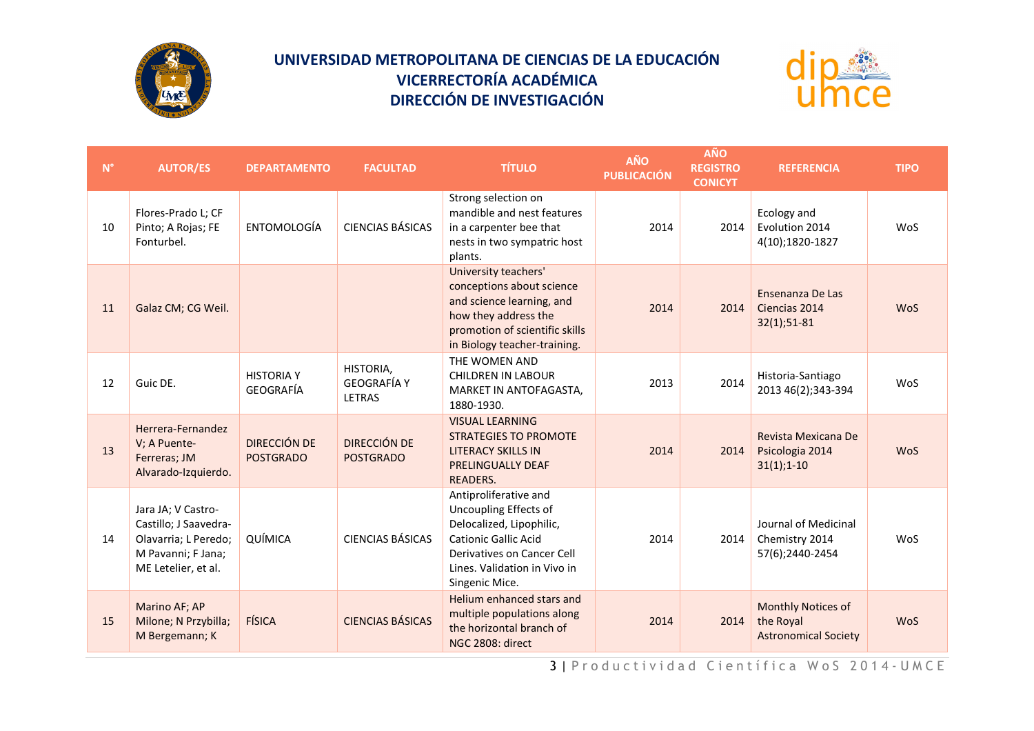# UNIVERSIDAD METROPOLITANA DE CIENCIAS DE LA EDUCACIÓN
## VICERRECTORÍA ACADÉMICA
## DIRECCIÓN DE INVESTIGACIÓN

| N° | AUTOR/ES | DEPARTAMENTO | FACULTAD | TÍTULO | AÑO PUBLICACIÓN | AÑO REGISTRO CONICYT | REFERENCIA | TIPO |
|---|---|---|---|---|---|---|---|---|
| 10 | Flores-Prado L; CF Pinto; A Rojas; FE Fonturbel. | ENTOMOLOGÍA | CIENCIAS BÁSICAS | Strong selection on mandible and nest features in a carpenter bee that nests in two sympatric host plants. | 2014 | 2014 | Ecology and Evolution 2014 4(10);1820-1827 | WoS |
| 11 | Galaz CM; CG Weil. | | | University teachers' conceptions about science and science learning, and how they address the promotion of scientific skills in Biology teacher-training. | 2014 | 2014 | Ensenanza De Las Ciencias 2014 32(1);51-81 | WoS |
| 12 | Guic DE. | HISTORIA Y GEOGRAFÍA | HISTORIA, GEOGRAFÍA Y LETRAS | THE WOMEN AND CHILDREN IN LABOUR MARKET IN ANTOFAGASTA, 1880-1930. | 2013 | 2014 | Historia-Santiago 2013 46(2);343-394 | WoS |
| 13 | Herrera-Fernandez V; A Puente-Ferreras; JM Alvarado-Izquierdo. | DIRECCIÓN DE POSTGRADO | DIRECCIÓN DE POSTGRADO | VISUAL LEARNING STRATEGIES TO PROMOTE LITERACY SKILLS IN PRELINGUALLY DEAF READERS. | 2014 | 2014 | Revista Mexicana De Psicologia 2014 31(1);1-10 | WoS |
| 14 | Jara JA; V Castro-Castillo; J Saavedra-Olavarria; L Peredo; M Pavanni; F Jana; ME Letelier, et al. | QUÍMICA | CIENCIAS BÁSICAS | Antiproliferative and Uncoupling Effects of Delocalized, Lipophilic, Cationic Gallic Acid Derivatives on Cancer Cell Lines. Validation in Vivo in Singenic Mice. | 2014 | 2014 | Journal of Medicinal Chemistry 2014 57(6);2440-2454 | WoS |
| 15 | Marino AF; AP Milone; N Przybilla; M Bergemann; K | FÍSICA | CIENCIAS BÁSICAS | Helium enhanced stars and multiple populations along the horizontal branch of NGC 2808: direct | 2014 | 2014 | Monthly Notices of the Royal Astronomical Society | WoS |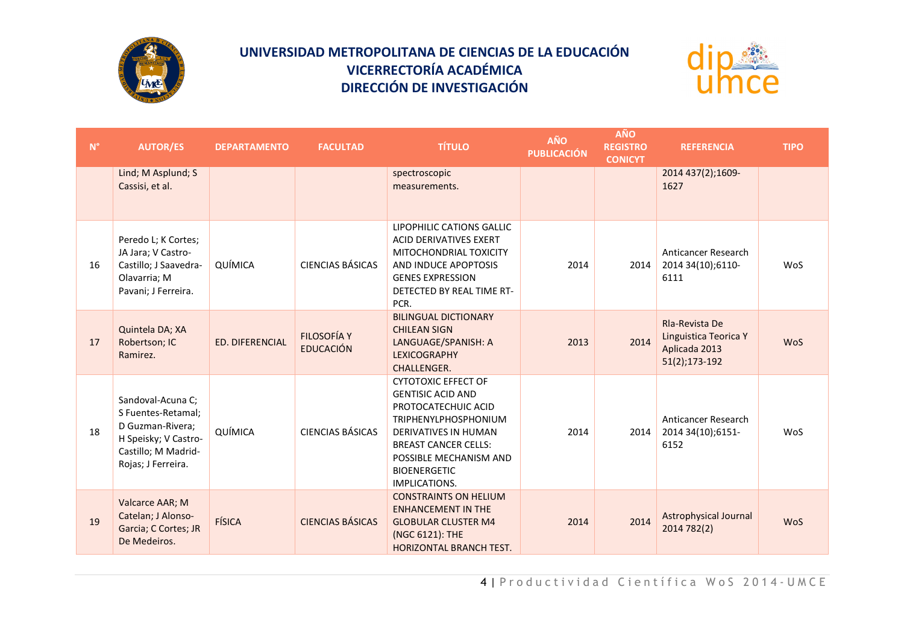# UNIVERSIDAD METROPOLITANA DE CIENCIAS DE LA EDUCACIÓN
## VICERRECTORÍA ACADÉMICA
## DIRECCIÓN DE INVESTIGACIÓN

| N° | AUTOR/ES | DEPARTAMENTO | FACULTAD | TÍTULO | AÑO PUBLICACIÓN | AÑO REGISTRO CONICYT | REFERENCIA | TIPO |
|---|---|---|---|---|---|---|---|---|
| | Lind; M Asplund; S Cassisi, et al. | | | spectroscopic measurements. | | | 2014 437(2);1609-1627 | |
| 16 | Peredo L; K Cortes; JA Jara; V Castro-Castillo; J Saavedra-Olavarria; M Pavani; J Ferreira. | QUÍMICA | CIENCIAS BÁSICAS | LIPOPHILIC CATIONS GALLIC ACID DERIVATIVES EXERT MITOCHONDRIAL TOXICITY AND INDUCE APOPTOSIS GENES EXPRESSION DETECTED BY REAL TIME RT-PCR. | 2014 | 2014 | Anticancer Research 2014 34(10);6110-6111 | WoS |
| 17 | Quintela DA; XA Robertson; IC Ramirez. | ED. DIFERENCIAL | FILOSOFÍA Y EDUCACIÓN | BILINGUAL DICTIONARY CHILEAN SIGN LANGUAGE/SPANISH: A LEXICOGRAPHY CHALLENGER. | 2013 | 2014 | Rla-Revista De Linguistica Teorica Y Aplicada 2013 51(2);173-192 | WoS |
| 18 | Sandoval-Acuna C; S Fuentes-Retamal; D Guzman-Rivera; H Speisky; V Castro-Castillo; M Madrid-Rojas; J Ferreira. | QUÍMICA | CIENCIAS BÁSICAS | CYTOTOXIC EFFECT OF GENTISIC ACID AND PROTOCATECHUIC ACID TRIPHENYLPHOSPHONIUM DERIVATIVES IN HUMAN BREAST CANCER CELLS: POSSIBLE MECHANISM AND BIOENERGETIC IMPLICATIONS. | 2014 | 2014 | Anticancer Research 2014 34(10);6151-6152 | WoS |
| 19 | Valcarce AAR; M Catelan; J Alonso-Garcia; C Cortes; JR De Medeiros. | FÍSICA | CIENCIAS BÁSICAS | CONSTRAINTS ON HELIUM ENHANCEMENT IN THE GLOBULAR CLUSTER M4 (NGC 6121): THE HORIZONTAL BRANCH TEST. | 2014 | 2014 | Astrophysical Journal 2014 782(2) | WoS |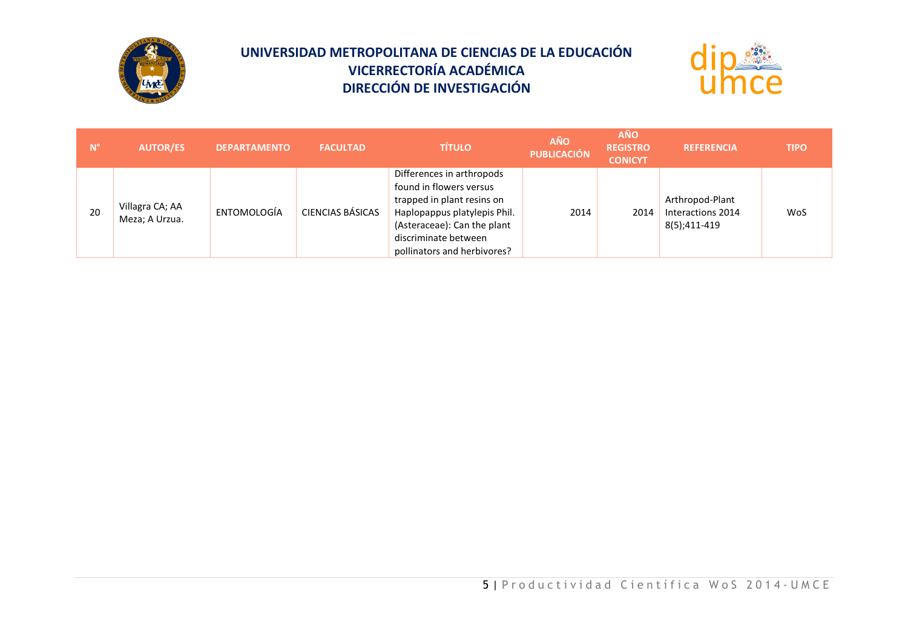# UNIVERSIDAD METROPOLITANA DE CIENCIAS DE LA EDUCACIÓN
## VICERRECTORÍA ACADÉMICA
## DIRECCIÓN DE INVESTIGACIÓN

| N° | AUTOR/ES | DEPARTAMENTO | FACULTAD | TÍTULO | AÑO PUBLICACIÓN | AÑO REGISTRO CONICYT | REFERENCIA | TIPO |
|---|---|---|---|---|---|---|---|---|
| 20 | Villagra CA; AA Meza; A Urzua. | ENTOMOLOGÍA | CIENCIAS BÁSICAS | Differences in arthropods found in flowers versus trapped in plant resins on Haplopappus platylepis Phil. (Asteraceae): Can the plant discriminate between pollinators and herbivores? | 2014 | 2014 | Arthropod-Plant Interactions 2014 8(5);411-419 | WoS |